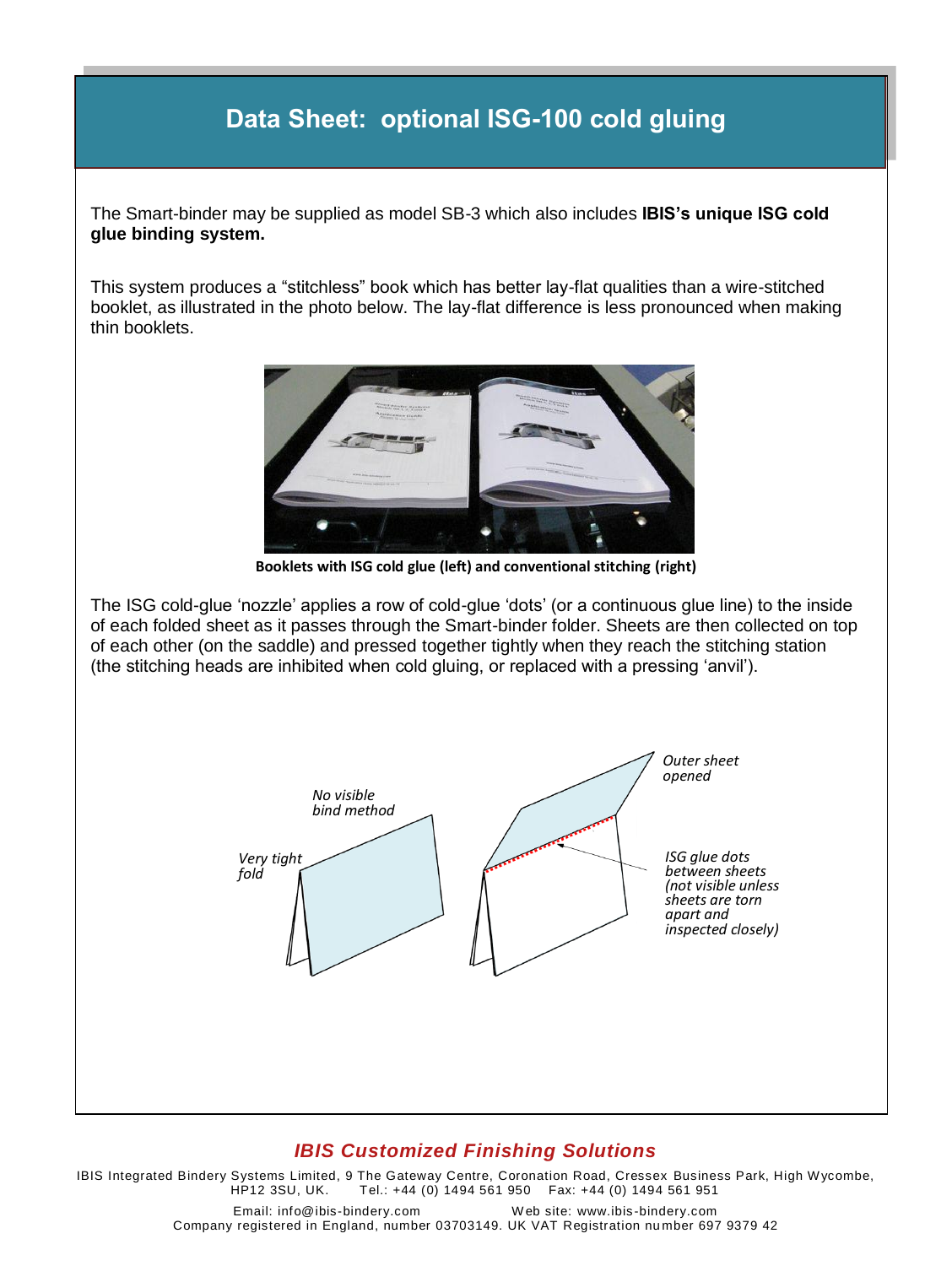# Data Sheet: optional ISG-100 cold gluing

The Smart-binder may be supplied as model SB-3 which also includes **IBIS's unique ISG cold glue binding system.**

This system produces a "stitchless" book which has better lay-flat qualities than a wire-stitched booklet, as illustrated in the photo below. The lay-flat difference is less pronounced when making thin booklets.

**Booklets with ISG cold glue (left) and conventional stitching (right)**

The ISG cold-glue 'nozzle' applies a row of cold-glue 'dots' (or a continuous glue line) to the inside of each folded sheet as it passes through the Smart-binder folder. Sheets are then collected on top of each other (on the saddle) and pressed together tightly when they reach the stitching station (the stitching heads are inhibited when cold gluing, or replaced with a pressing 'anvil').

*No visible bind method*

*Very tight fold*

*Outer sheet opened*

*ISG glue dots between sheets (not visible unless sheets are torn apart and inspected closely)*

***IBIS Customized Finishing Solutions***

IBIS Integrated Bindery Systems Limited, 9 The Gateway Centre, Coronation Road, Cressex Business Park, High Wycombe, HP12 3SU, UK. Tel.: +44 (0) 1494 561 950 Fax: +44 (0) 1494 561 951

Email: info@ibis-bindery.com Web site: www.ibis-bindery.com

Company registered in England, number 03703149. UK VAT Registration number 697 9379 42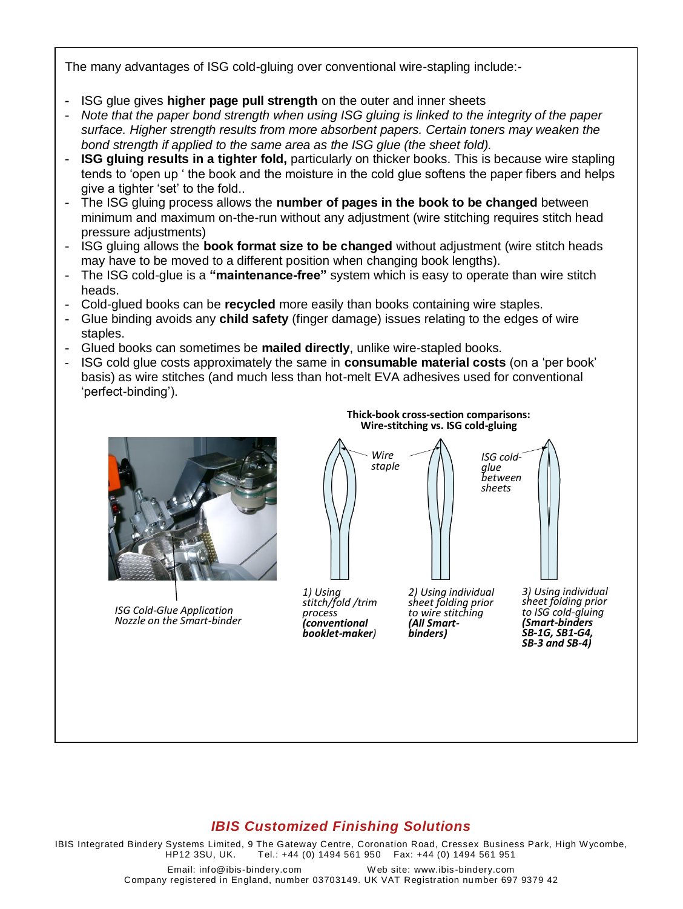The many advantages of ISG cold-gluing over conventional wire-stapling include:-

- ISG glue gives **higher page pull strength** on the outer and inner sheets
- *Note that the paper bond strength when using ISG gluing is linked to the integrity of the paper surface. Higher strength results from more absorbent papers. Certain toners may weaken the bond strength if applied to the same area as the ISG glue (the sheet fold).*
- **ISG gluing results in a tighter fold,** particularly on thicker books. This is because wire stapling tends to 'open up ' the book and the moisture in the cold glue softens the paper fibers and helps give a tighter 'set' to the fold..
- The ISG gluing process allows the **number of pages in the book to be changed** between minimum and maximum on-the-run without any adjustment (wire stitching requires stitch head pressure adjustments)
- ISG gluing allows the **book format size to be changed** without adjustment (wire stitch heads may have to be moved to a different position when changing book lengths).
- The ISG cold-glue is a **"maintenance-free"** system which is easy to operate than wire stitch heads.
- Cold-glued books can be **recycled** more easily than books containing wire staples.
- Glue binding avoids any **child safety** (finger damage) issues relating to the edges of wire staples.
- Glued books can sometimes be **mailed directly**, unlike wire-stapled books.
- ISG cold glue costs approximately the same in **consumable material costs** (on a 'per book' basis) as wire stitches (and much less than hot-melt EVA adhesives used for conventional 'perfect-binding').

*ISG Cold-Glue Application Nozzle on the Smart-binder*

**Thick-book cross-section comparisons: Wire-stitching vs. ISG cold-gluing**

*Wire staple*

*ISG cold-glue between sheets*

*1) Using stitch/fold /trim process **(conventional booklet-maker)***

*2) Using individual sheet folding prior to wire stitching **(All Smart-binders)***

*3) Using individual sheet folding prior to ISG cold-gluing **(Smart-binders SB-1G, SB1-G4, SB-3 and SB-4)***

***IBIS Customized Finishing Solutions***

IBIS Integrated Bindery Systems Limited, 9 The Gateway Centre, Coronation Road, Cressex Business Park, High Wycombe, HP12 3SU, UK. Tel.: +44 (0) 1494 561 950 Fax: +44 (0) 1494 561 951

Email: info@ibis-bindery.com Web site: www.ibis-bindery.com

Company registered in England, number 03703149. UK VAT Registration number 697 9379 42